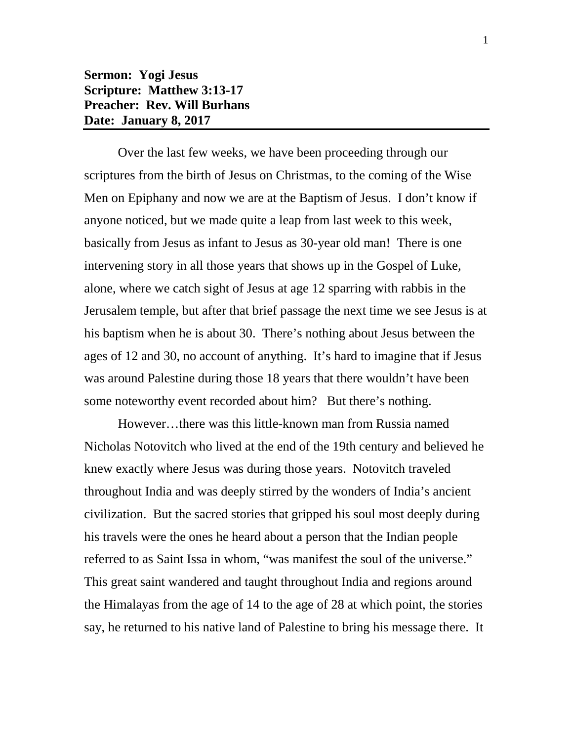**Sermon: Yogi Jesus**
**Scripture: Matthew 3:13-17**
**Preacher: Rev. Will Burhans**
**Date: January 8, 2017**

---

Over the last few weeks, we have been proceeding through our scriptures from the birth of Jesus on Christmas, to the coming of the Wise Men on Epiphany and now we are at the Baptism of Jesus. I don't know if anyone noticed, but we made quite a leap from last week to this week, basically from Jesus as infant to Jesus as 30-year old man! There is one intervening story in all those years that shows up in the Gospel of Luke, alone, where we catch sight of Jesus at age 12 sparring with rabbis in the Jerusalem temple, but after that brief passage the next time we see Jesus is at his baptism when he is about 30. There's nothing about Jesus between the ages of 12 and 30, no account of anything. It's hard to imagine that if Jesus was around Palestine during those 18 years that there wouldn't have been some noteworthy event recorded about him? But there's nothing.

However…there was this little-known man from Russia named Nicholas Notovitch who lived at the end of the 19th century and believed he knew exactly where Jesus was during those years. Notovitch traveled throughout India and was deeply stirred by the wonders of India's ancient civilization. But the sacred stories that gripped his soul most deeply during his travels were the ones he heard about a person that the Indian people referred to as Saint Issa in whom, "was manifest the soul of the universe." This great saint wandered and taught throughout India and regions around the Himalayas from the age of 14 to the age of 28 at which point, the stories say, he returned to his native land of Palestine to bring his message there. It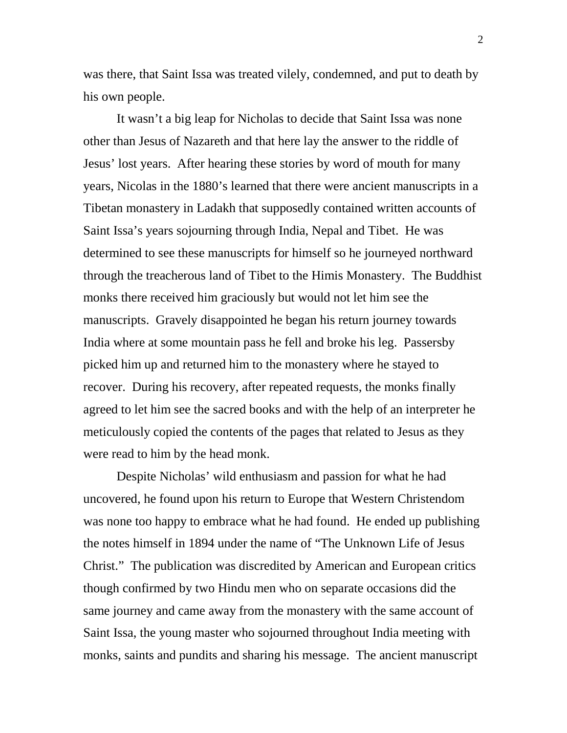was there, that Saint Issa was treated vilely, condemned, and put to death by his own people.

It wasn't a big leap for Nicholas to decide that Saint Issa was none other than Jesus of Nazareth and that here lay the answer to the riddle of Jesus' lost years. After hearing these stories by word of mouth for many years, Nicolas in the 1880's learned that there were ancient manuscripts in a Tibetan monastery in Ladakh that supposedly contained written accounts of Saint Issa's years sojourning through India, Nepal and Tibet. He was determined to see these manuscripts for himself so he journeyed northward through the treacherous land of Tibet to the Himis Monastery. The Buddhist monks there received him graciously but would not let him see the manuscripts. Gravely disappointed he began his return journey towards India where at some mountain pass he fell and broke his leg. Passersby picked him up and returned him to the monastery where he stayed to recover. During his recovery, after repeated requests, the monks finally agreed to let him see the sacred books and with the help of an interpreter he meticulously copied the contents of the pages that related to Jesus as they were read to him by the head monk.

Despite Nicholas' wild enthusiasm and passion for what he had uncovered, he found upon his return to Europe that Western Christendom was none too happy to embrace what he had found. He ended up publishing the notes himself in 1894 under the name of "The Unknown Life of Jesus Christ." The publication was discredited by American and European critics though confirmed by two Hindu men who on separate occasions did the same journey and came away from the monastery with the same account of Saint Issa, the young master who sojourned throughout India meeting with monks, saints and pundits and sharing his message. The ancient manuscript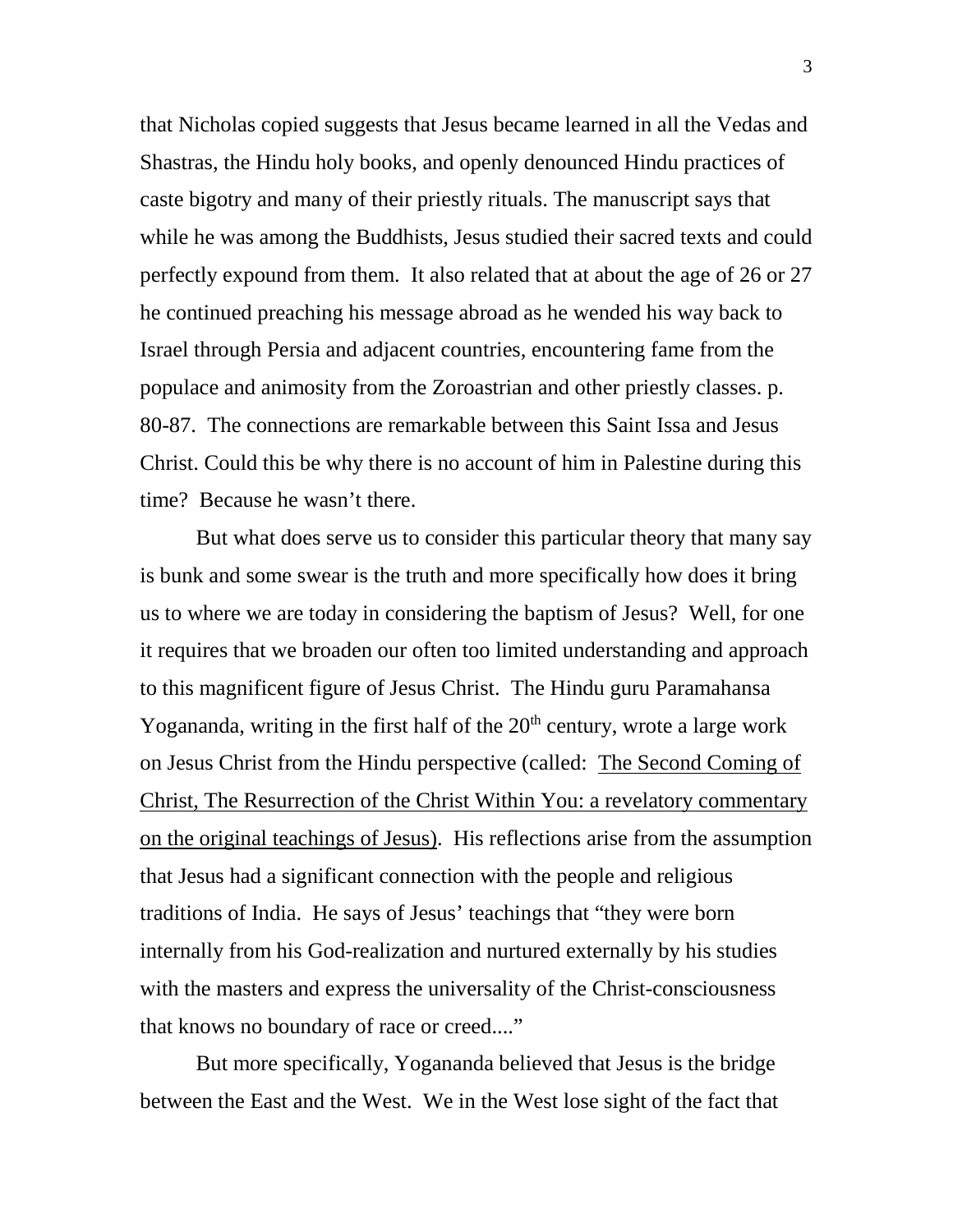that Nicholas copied suggests that Jesus became learned in all the Vedas and Shastras, the Hindu holy books, and openly denounced Hindu practices of caste bigotry and many of their priestly rituals. The manuscript says that while he was among the Buddhists, Jesus studied their sacred texts and could perfectly expound from them. It also related that at about the age of 26 or 27 he continued preaching his message abroad as he wended his way back to Israel through Persia and adjacent countries, encountering fame from the populace and animosity from the Zoroastrian and other priestly classes. p. 80-87. The connections are remarkable between this Saint Issa and Jesus Christ. Could this be why there is no account of him in Palestine during this time? Because he wasn't there.

But what does serve us to consider this particular theory that many say is bunk and some swear is the truth and more specifically how does it bring us to where we are today in considering the baptism of Jesus? Well, for one it requires that we broaden our often too limited understanding and approach to this magnificent figure of Jesus Christ. The Hindu guru Paramahansa Yogananda, writing in the first half of the 20th century, wrote a large work on Jesus Christ from the Hindu perspective (called: <u>The Second Coming of Christ, The Resurrection of the Christ Within You: a revelatory commentary on the original teachings of Jesus)</u>. His reflections arise from the assumption that Jesus had a significant connection with the people and religious traditions of India. He says of Jesus' teachings that "they were born internally from his God-realization and nurtured externally by his studies with the masters and express the universality of the Christ-consciousness that knows no boundary of race or creed...."

But more specifically, Yogananda believed that Jesus is the bridge between the East and the West. We in the West lose sight of the fact that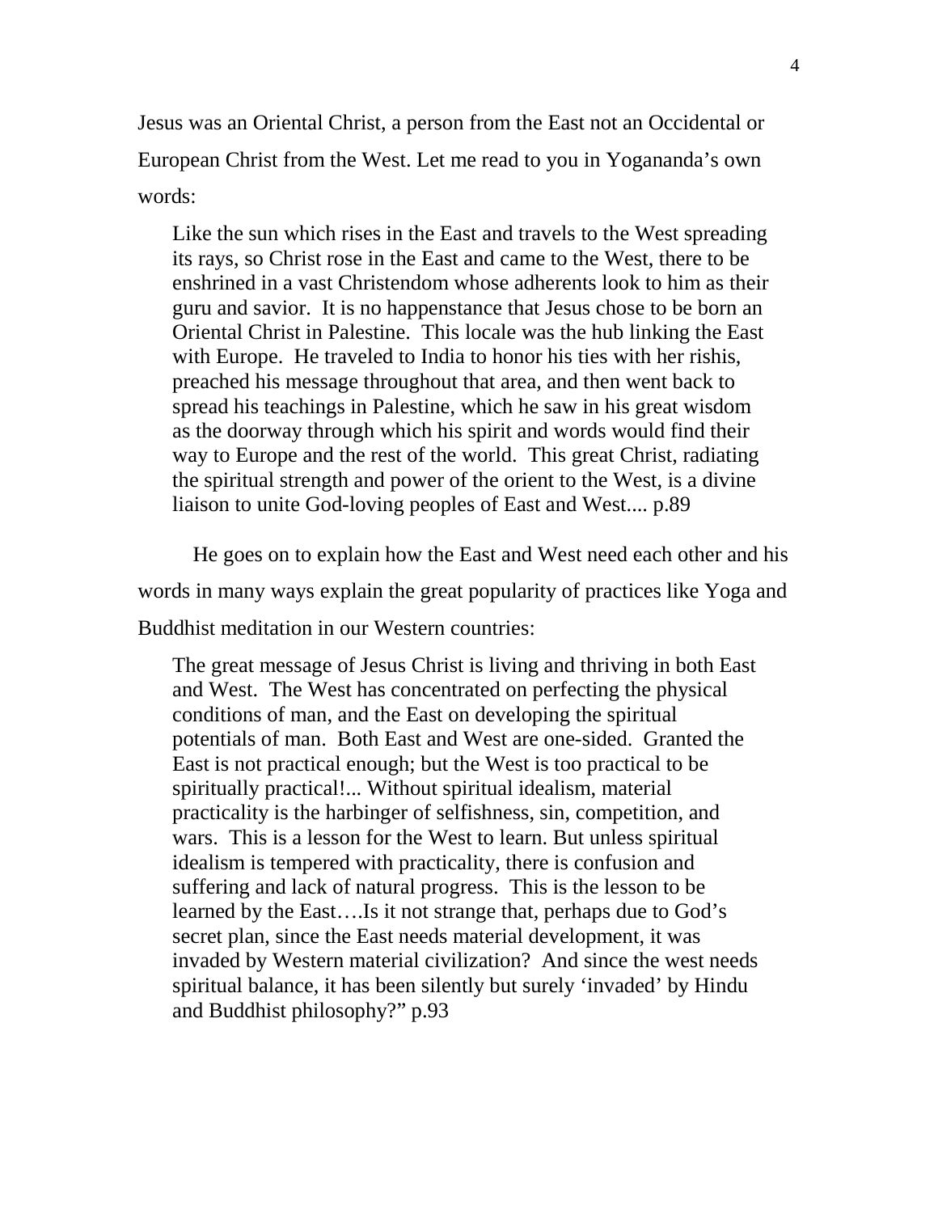Jesus was an Oriental Christ, a person from the East not an Occidental or European Christ from the West. Let me read to you in Yogananda's own words:

> Like the sun which rises in the East and travels to the West spreading its rays, so Christ rose in the East and came to the West, there to be enshrined in a vast Christendom whose adherents look to him as their guru and savior. It is no happenstance that Jesus chose to be born an Oriental Christ in Palestine. This locale was the hub linking the East with Europe. He traveled to India to honor his ties with her rishis, preached his message throughout that area, and then went back to spread his teachings in Palestine, which he saw in his great wisdom as the doorway through which his spirit and words would find their way to Europe and the rest of the world. This great Christ, radiating the spiritual strength and power of the orient to the West, is a divine liaison to unite God-loving peoples of East and West.... p.89

He goes on to explain how the East and West need each other and his words in many ways explain the great popularity of practices like Yoga and Buddhist meditation in our Western countries:

> The great message of Jesus Christ is living and thriving in both East and West. The West has concentrated on perfecting the physical conditions of man, and the East on developing the spiritual potentials of man. Both East and West are one-sided. Granted the East is not practical enough; but the West is too practical to be spiritually practical!... Without spiritual idealism, material practicality is the harbinger of selfishness, sin, competition, and wars. This is a lesson for the West to learn. But unless spiritual idealism is tempered with practicality, there is confusion and suffering and lack of natural progress. This is the lesson to be learned by the East….Is it not strange that, perhaps due to God's secret plan, since the East needs material development, it was invaded by Western material civilization? And since the west needs spiritual balance, it has been silently but surely 'invaded' by Hindu and Buddhist philosophy?" p.93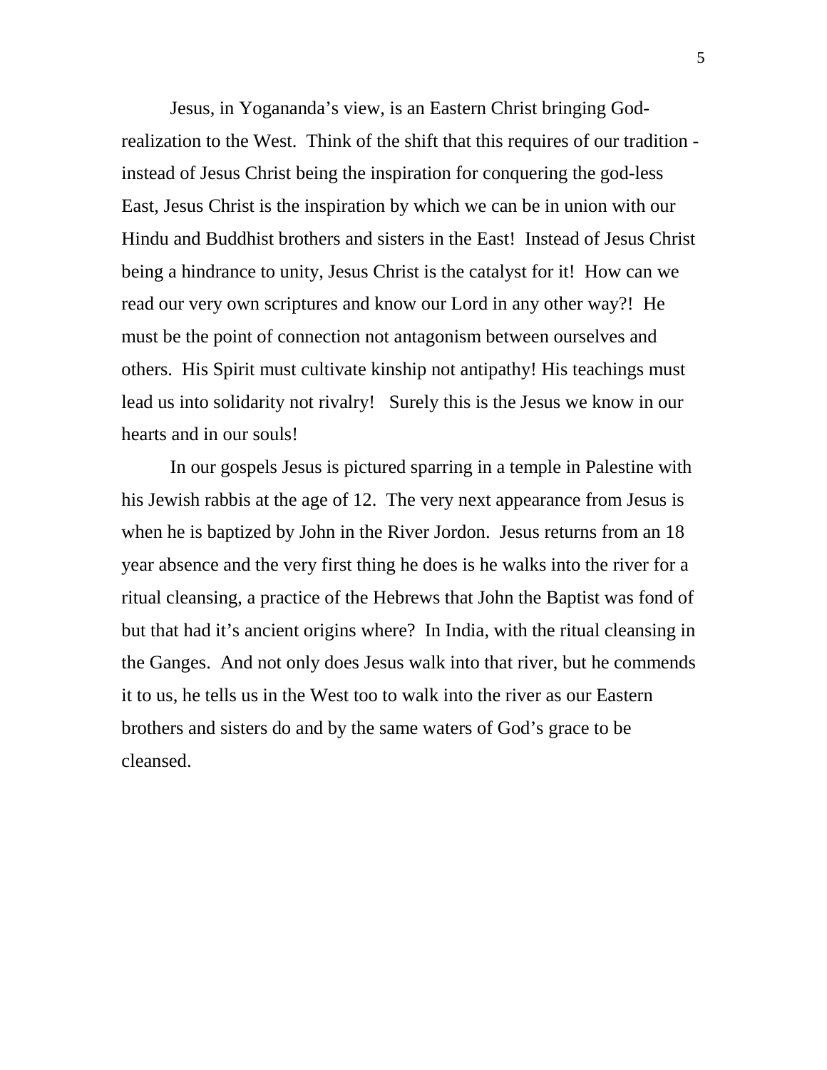Jesus, in Yogananda's view, is an Eastern Christ bringing God-realization to the West. Think of the shift that this requires of our tradition - instead of Jesus Christ being the inspiration for conquering the god-less East, Jesus Christ is the inspiration by which we can be in union with our Hindu and Buddhist brothers and sisters in the East! Instead of Jesus Christ being a hindrance to unity, Jesus Christ is the catalyst for it! How can we read our very own scriptures and know our Lord in any other way?! He must be the point of connection not antagonism between ourselves and others. His Spirit must cultivate kinship not antipathy! His teachings must lead us into solidarity not rivalry! Surely this is the Jesus we know in our hearts and in our souls!

In our gospels Jesus is pictured sparring in a temple in Palestine with his Jewish rabbis at the age of 12. The very next appearance from Jesus is when he is baptized by John in the River Jordon. Jesus returns from an 18 year absence and the very first thing he does is he walks into the river for a ritual cleansing, a practice of the Hebrews that John the Baptist was fond of but that had it's ancient origins where? In India, with the ritual cleansing in the Ganges. And not only does Jesus walk into that river, but he commends it to us, he tells us in the West too to walk into the river as our Eastern brothers and sisters do and by the same waters of God's grace to be cleansed.